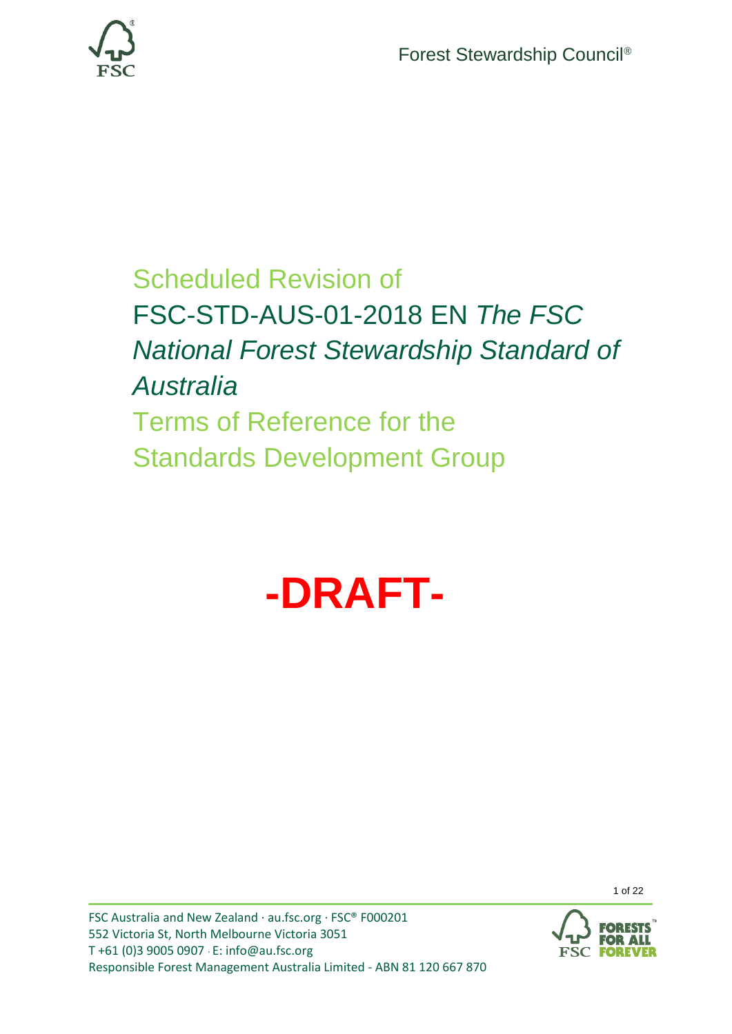Forest Stewardship Council®

# Scheduled Revision of FSC-STD-AUS-01-2018 EN *The FSC National Forest Stewardship Standard of Australia*

# Terms of Reference for the Standards Development Group

# -DRAFT-

FSC Australia and New Zealand · au.fsc.org · FSC® F000201
552 Victoria St, North Melbourne Victoria 3051
T +61 (0)3 9005 0907 · E: info@au.fsc.org
Responsible Forest Management Australia Limited - ABN 81 120 667 870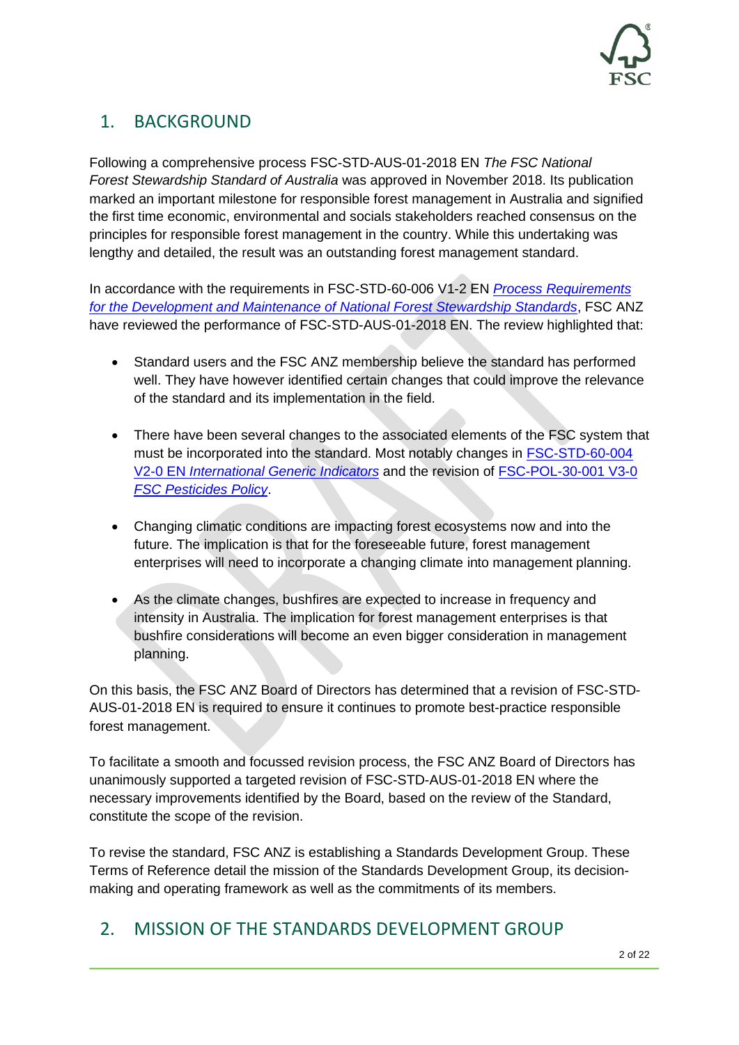## 1. BACKGROUND

Following a comprehensive process FSC-STD-AUS-01-2018 EN *The FSC National Forest Stewardship Standard of Australia* was approved in November 2018. Its publication marked an important milestone for responsible forest management in Australia and signified the first time economic, environmental and socials stakeholders reached consensus on the principles for responsible forest management in the country. While this undertaking was lengthy and detailed, the result was an outstanding forest management standard.

In accordance with the requirements in FSC-STD-60-006 V1-2 EN *Process Requirements for the Development and Maintenance of National Forest Stewardship Standards*, FSC ANZ have reviewed the performance of FSC-STD-AUS-01-2018 EN. The review highlighted that:

- Standard users and the FSC ANZ membership believe the standard has performed well. They have however identified certain changes that could improve the relevance of the standard and its implementation in the field.
- There have been several changes to the associated elements of the FSC system that must be incorporated into the standard. Most notably changes in FSC-STD-60-004 V2-0 EN *International Generic Indicators* and the revision of FSC-POL-30-001 V3-0 *FSC Pesticides Policy*.
- Changing climatic conditions are impacting forest ecosystems now and into the future. The implication is that for the foreseeable future, forest management enterprises will need to incorporate a changing climate into management planning.
- As the climate changes, bushfires are expected to increase in frequency and intensity in Australia. The implication for forest management enterprises is that bushfire considerations will become an even bigger consideration in management planning.

On this basis, the FSC ANZ Board of Directors has determined that a revision of FSC-STD-AUS-01-2018 EN is required to ensure it continues to promote best-practice responsible forest management.

To facilitate a smooth and focussed revision process, the FSC ANZ Board of Directors has unanimously supported a targeted revision of FSC-STD-AUS-01-2018 EN where the necessary improvements identified by the Board, based on the review of the Standard, constitute the scope of the revision.

To revise the standard, FSC ANZ is establishing a Standards Development Group. These Terms of Reference detail the mission of the Standards Development Group, its decision-making and operating framework as well as the commitments of its members.

## 2. MISSION OF THE STANDARDS DEVELOPMENT GROUP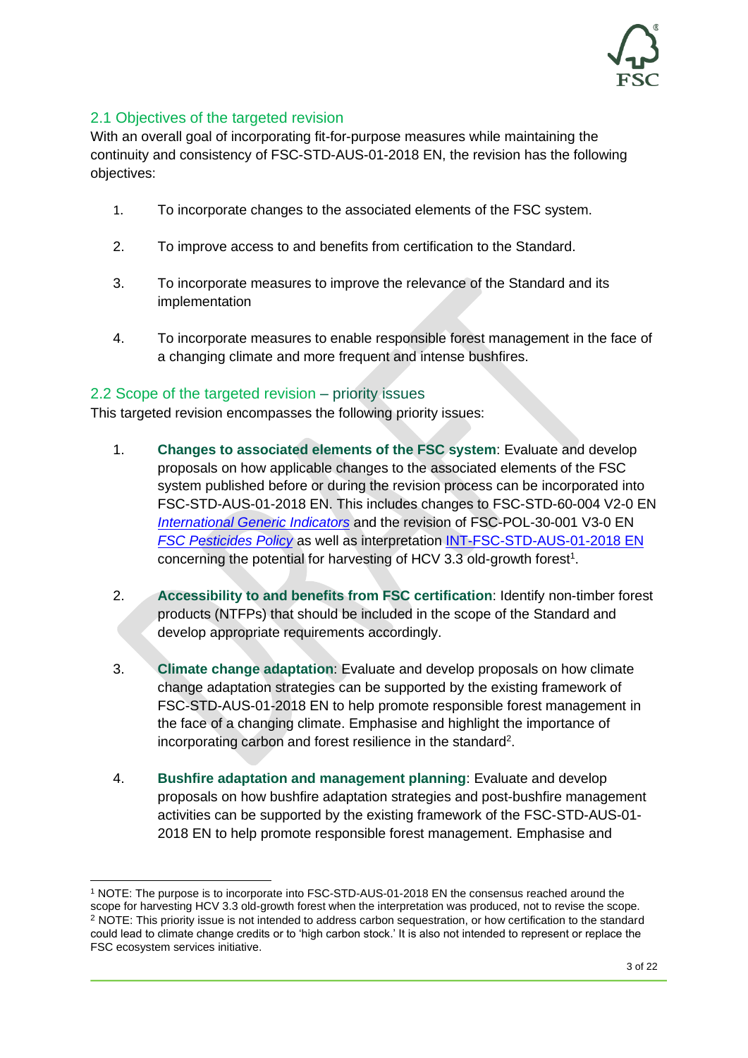## 2.1 Objectives of the targeted revision

With an overall goal of incorporating fit-for-purpose measures while maintaining the continuity and consistency of FSC-STD-AUS-01-2018 EN, the revision has the following objectives:

1. To incorporate changes to the associated elements of the FSC system.
2. To improve access to and benefits from certification to the Standard.
3. To incorporate measures to improve the relevance of the Standard and its implementation
4. To incorporate measures to enable responsible forest management in the face of a changing climate and more frequent and intense bushfires.

## 2.2 Scope of the targeted revision – priority issues

This targeted revision encompasses the following priority issues:

1. **Changes to associated elements of the FSC system**: Evaluate and develop proposals on how applicable changes to the associated elements of the FSC system published before or during the revision process can be incorporated into FSC-STD-AUS-01-2018 EN. This includes changes to FSC-STD-60-004 V2-0 EN *International Generic Indicators* and the revision of FSC-POL-30-001 V3-0 EN *FSC Pesticides Policy* as well as interpretation INT-FSC-STD-AUS-01-2018 EN concerning the potential for harvesting of HCV 3.3 old-growth forest[1].

2. **Accessibility to and benefits from FSC certification**: Identify non-timber forest products (NTFPs) that should be included in the scope of the Standard and develop appropriate requirements accordingly.

3. **Climate change adaptation**: Evaluate and develop proposals on how climate change adaptation strategies can be supported by the existing framework of FSC-STD-AUS-01-2018 EN to help promote responsible forest management in the face of a changing climate. Emphasise and highlight the importance of incorporating carbon and forest resilience in the standard[2].

4. **Bushfire adaptation and management planning**: Evaluate and develop proposals on how bushfire adaptation strategies and post-bushfire management activities can be supported by the existing framework of the FSC-STD-AUS-01-2018 EN to help promote responsible forest management. Emphasise and

---

[1] NOTE: The purpose is to incorporate into FSC-STD-AUS-01-2018 EN the consensus reached around the scope for harvesting HCV 3.3 old-growth forest when the interpretation was produced, not to revise the scope.

[2] NOTE: This priority issue is not intended to address carbon sequestration, or how certification to the standard could lead to climate change credits or to 'high carbon stock.' It is also not intended to represent or replace the FSC ecosystem services initiative.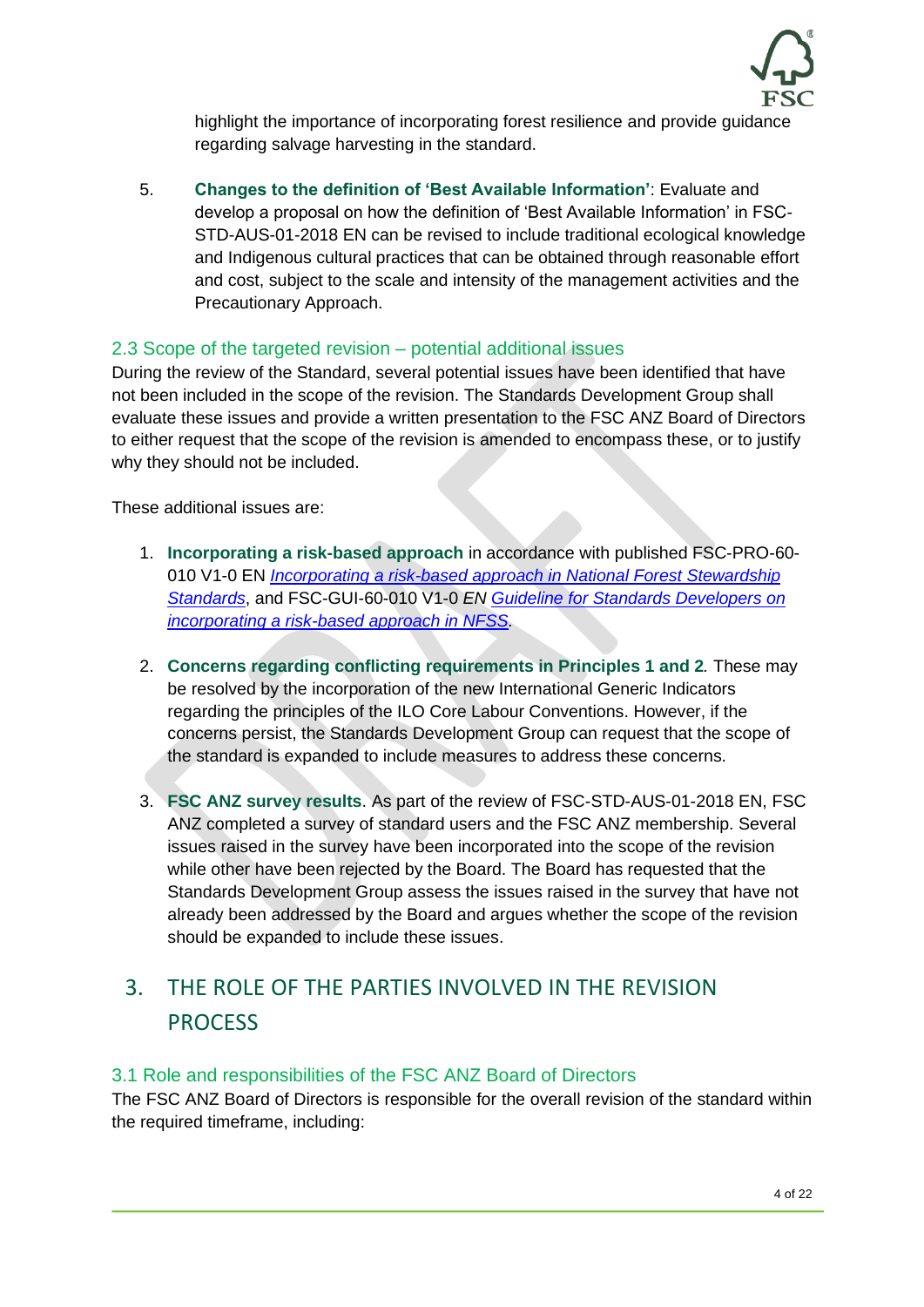highlight the importance of incorporating forest resilience and provide guidance regarding salvage harvesting in the standard.

5. **Changes to the definition of 'Best Available Information'**: Evaluate and develop a proposal on how the definition of 'Best Available Information' in FSC-STD-AUS-01-2018 EN can be revised to include traditional ecological knowledge and Indigenous cultural practices that can be obtained through reasonable effort and cost, subject to the scale and intensity of the management activities and the Precautionary Approach.

### 2.3 Scope of the targeted revision – potential additional issues

During the review of the Standard, several potential issues have been identified that have not been included in the scope of the revision. The Standards Development Group shall evaluate these issues and provide a written presentation to the FSC ANZ Board of Directors to either request that the scope of the revision is amended to encompass these, or to justify why they should not be included.

These additional issues are:

1. **Incorporating a risk-based approach** in accordance with published FSC-PRO-60-010 V1-0 EN *Incorporating a risk-based approach in National Forest Stewardship Standards*, and FSC-GUI-60-010 V1-0 *EN* Guideline for Standards Developers on incorporating a risk-based approach in NFSS*.*

2. **Concerns regarding conflicting requirements in Principles 1 and 2***.* These may be resolved by the incorporation of the new International Generic Indicators regarding the principles of the ILO Core Labour Conventions. However, if the concerns persist, the Standards Development Group can request that the scope of the standard is expanded to include measures to address these concerns.

3. **FSC ANZ survey results**. As part of the review of FSC-STD-AUS-01-2018 EN, FSC ANZ completed a survey of standard users and the FSC ANZ membership. Several issues raised in the survey have been incorporated into the scope of the revision while other have been rejected by the Board. The Board has requested that the Standards Development Group assess the issues raised in the survey that have not already been addressed by the Board and argues whether the scope of the revision should be expanded to include these issues.

## 3. THE ROLE OF THE PARTIES INVOLVED IN THE REVISION PROCESS

### 3.1 Role and responsibilities of the FSC ANZ Board of Directors

The FSC ANZ Board of Directors is responsible for the overall revision of the standard within the required timeframe, including: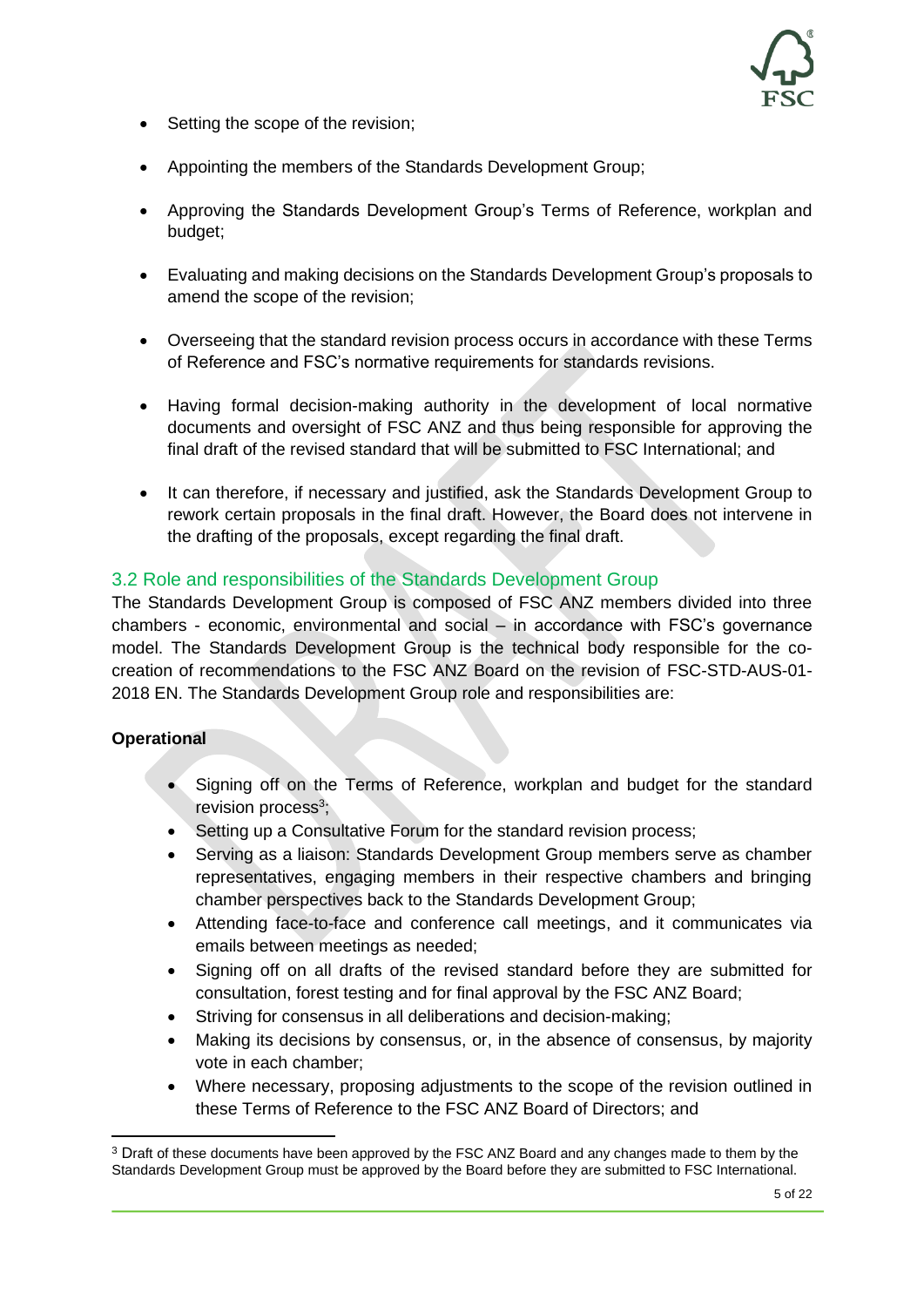- Setting the scope of the revision;
- Appointing the members of the Standards Development Group;
- Approving the Standards Development Group's Terms of Reference, workplan and budget;
- Evaluating and making decisions on the Standards Development Group's proposals to amend the scope of the revision;
- Overseeing that the standard revision process occurs in accordance with these Terms of Reference and FSC's normative requirements for standards revisions.
- Having formal decision-making authority in the development of local normative documents and oversight of FSC ANZ and thus being responsible for approving the final draft of the revised standard that will be submitted to FSC International; and
- It can therefore, if necessary and justified, ask the Standards Development Group to rework certain proposals in the final draft. However, the Board does not intervene in the drafting of the proposals, except regarding the final draft.

## 3.2 Role and responsibilities of the Standards Development Group

The Standards Development Group is composed of FSC ANZ members divided into three chambers - economic, environmental and social – in accordance with FSC's governance model. The Standards Development Group is the technical body responsible for the co-creation of recommendations to the FSC ANZ Board on the revision of FSC-STD-AUS-01-2018 EN. The Standards Development Group role and responsibilities are:

**Operational**

- Signing off on the Terms of Reference, workplan and budget for the standard revision process[3];
- Setting up a Consultative Forum for the standard revision process;
- Serving as a liaison: Standards Development Group members serve as chamber representatives, engaging members in their respective chambers and bringing chamber perspectives back to the Standards Development Group;
- Attending face-to-face and conference call meetings, and it communicates via emails between meetings as needed;
- Signing off on all drafts of the revised standard before they are submitted for consultation, forest testing and for final approval by the FSC ANZ Board;
- Striving for consensus in all deliberations and decision-making;
- Making its decisions by consensus, or, in the absence of consensus, by majority vote in each chamber;
- Where necessary, proposing adjustments to the scope of the revision outlined in these Terms of Reference to the FSC ANZ Board of Directors; and

[3] Draft of these documents have been approved by the FSC ANZ Board and any changes made to them by the Standards Development Group must be approved by the Board before they are submitted to FSC International.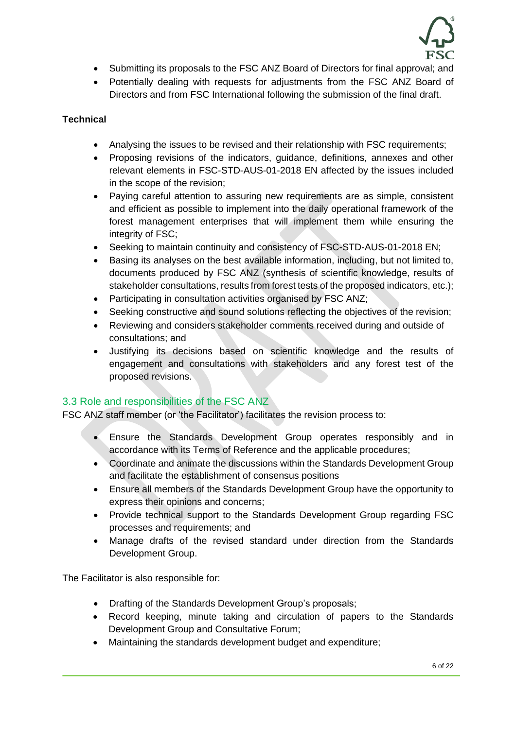- Submitting its proposals to the FSC ANZ Board of Directors for final approval; and
- Potentially dealing with requests for adjustments from the FSC ANZ Board of Directors and from FSC International following the submission of the final draft.

**Technical**

- Analysing the issues to be revised and their relationship with FSC requirements;
- Proposing revisions of the indicators, guidance, definitions, annexes and other relevant elements in FSC-STD-AUS-01-2018 EN affected by the issues included in the scope of the revision;
- Paying careful attention to assuring new requirements are as simple, consistent and efficient as possible to implement into the daily operational framework of the forest management enterprises that will implement them while ensuring the integrity of FSC;
- Seeking to maintain continuity and consistency of FSC-STD-AUS-01-2018 EN;
- Basing its analyses on the best available information, including, but not limited to, documents produced by FSC ANZ (synthesis of scientific knowledge, results of stakeholder consultations, results from forest tests of the proposed indicators, etc.);
- Participating in consultation activities organised by FSC ANZ;
- Seeking constructive and sound solutions reflecting the objectives of the revision;
- Reviewing and considers stakeholder comments received during and outside of consultations; and
- Justifying its decisions based on scientific knowledge and the results of engagement and consultations with stakeholders and any forest test of the proposed revisions.

## 3.3 Role and responsibilities of the FSC ANZ

FSC ANZ staff member (or 'the Facilitator') facilitates the revision process to:

- Ensure the Standards Development Group operates responsibly and in accordance with its Terms of Reference and the applicable procedures;
- Coordinate and animate the discussions within the Standards Development Group and facilitate the establishment of consensus positions
- Ensure all members of the Standards Development Group have the opportunity to express their opinions and concerns;
- Provide technical support to the Standards Development Group regarding FSC processes and requirements; and
- Manage drafts of the revised standard under direction from the Standards Development Group.

The Facilitator is also responsible for:

- Drafting of the Standards Development Group's proposals;
- Record keeping, minute taking and circulation of papers to the Standards Development Group and Consultative Forum;
- Maintaining the standards development budget and expenditure;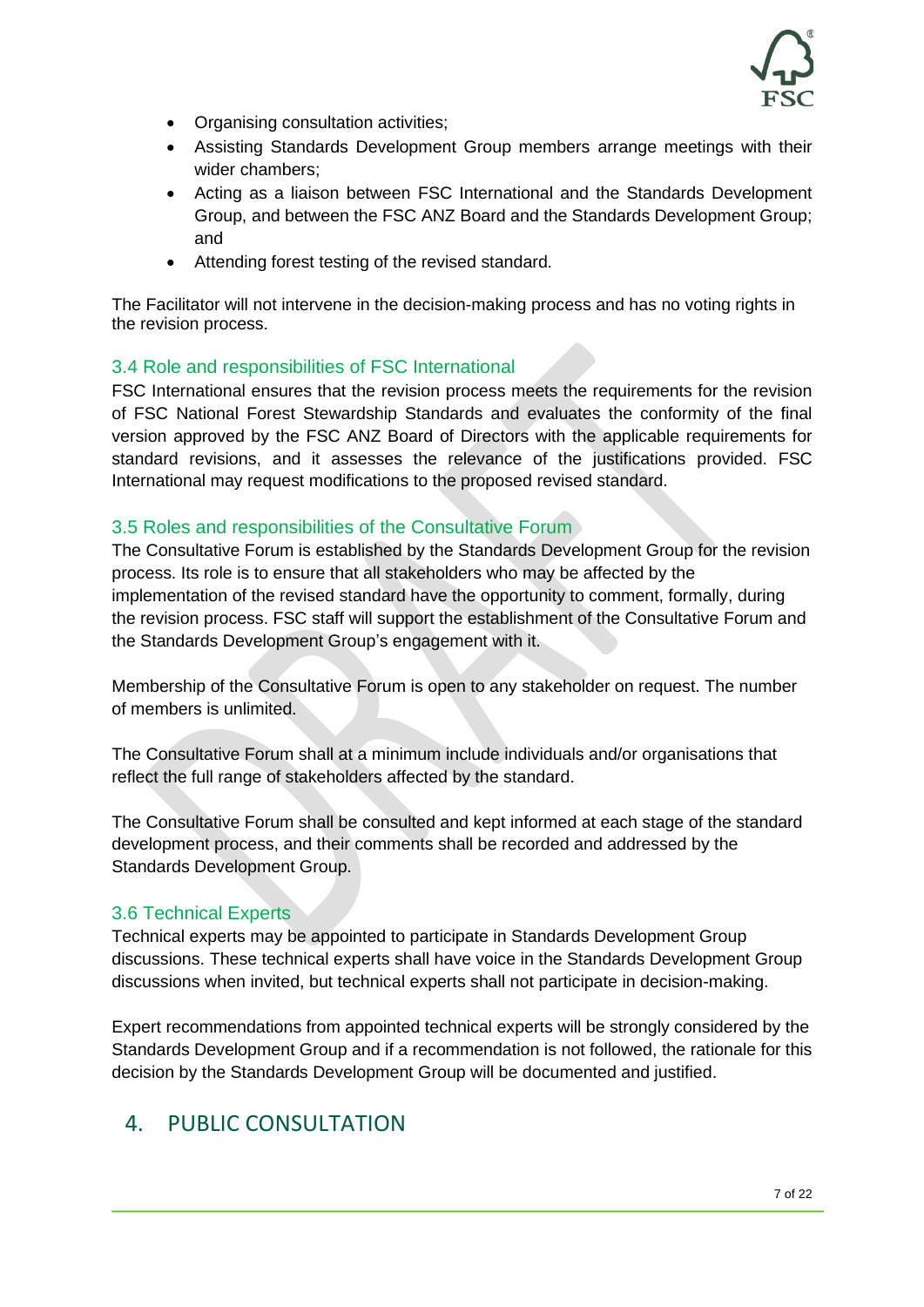- Organising consultation activities;
- Assisting Standards Development Group members arrange meetings with their wider chambers;
- Acting as a liaison between FSC International and the Standards Development Group, and between the FSC ANZ Board and the Standards Development Group; and
- Attending forest testing of the revised standard.

The Facilitator will not intervene in the decision-making process and has no voting rights in the revision process.

### 3.4 Role and responsibilities of FSC International

FSC International ensures that the revision process meets the requirements for the revision of FSC National Forest Stewardship Standards and evaluates the conformity of the final version approved by the FSC ANZ Board of Directors with the applicable requirements for standard revisions, and it assesses the relevance of the justifications provided. FSC International may request modifications to the proposed revised standard.

### 3.5 Roles and responsibilities of the Consultative Forum

The Consultative Forum is established by the Standards Development Group for the revision process. Its role is to ensure that all stakeholders who may be affected by the implementation of the revised standard have the opportunity to comment, formally, during the revision process. FSC staff will support the establishment of the Consultative Forum and the Standards Development Group's engagement with it.

Membership of the Consultative Forum is open to any stakeholder on request. The number of members is unlimited.

The Consultative Forum shall at a minimum include individuals and/or organisations that reflect the full range of stakeholders affected by the standard.

The Consultative Forum shall be consulted and kept informed at each stage of the standard development process, and their comments shall be recorded and addressed by the Standards Development Group.

### 3.6 Technical Experts

Technical experts may be appointed to participate in Standards Development Group discussions. These technical experts shall have voice in the Standards Development Group discussions when invited, but technical experts shall not participate in decision-making.

Expert recommendations from appointed technical experts will be strongly considered by the Standards Development Group and if a recommendation is not followed, the rationale for this decision by the Standards Development Group will be documented and justified.

## 4. PUBLIC CONSULTATION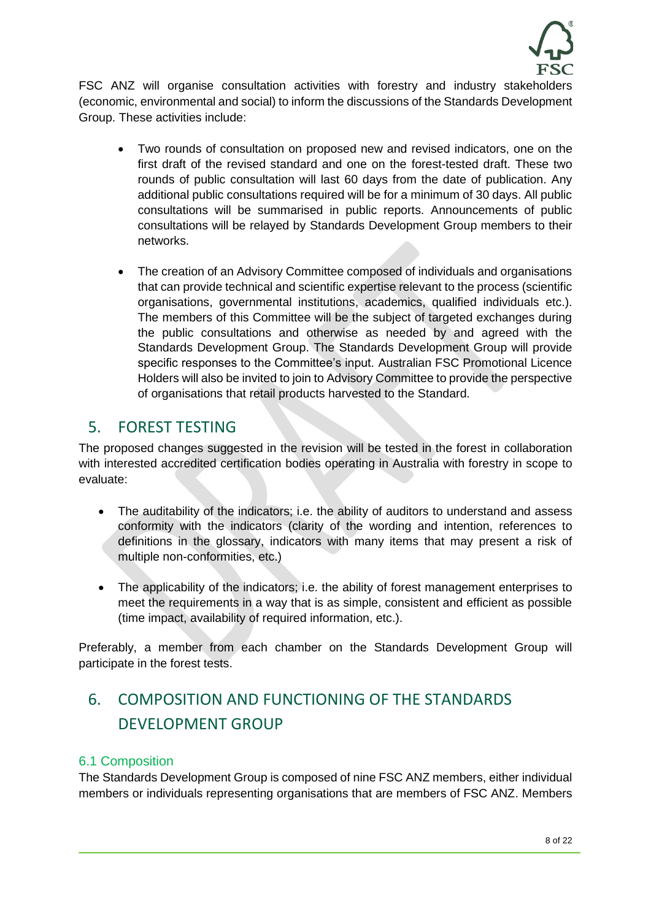FSC ANZ will organise consultation activities with forestry and industry stakeholders (economic, environmental and social) to inform the discussions of the Standards Development Group. These activities include:

- Two rounds of consultation on proposed new and revised indicators, one on the first draft of the revised standard and one on the forest-tested draft. These two rounds of public consultation will last 60 days from the date of publication. Any additional public consultations required will be for a minimum of 30 days. All public consultations will be summarised in public reports. Announcements of public consultations will be relayed by Standards Development Group members to their networks.

- The creation of an Advisory Committee composed of individuals and organisations that can provide technical and scientific expertise relevant to the process (scientific organisations, governmental institutions, academics, qualified individuals etc.). The members of this Committee will be the subject of targeted exchanges during the public consultations and otherwise as needed by and agreed with the Standards Development Group. The Standards Development Group will provide specific responses to the Committee's input. Australian FSC Promotional Licence Holders will also be invited to join to Advisory Committee to provide the perspective of organisations that retail products harvested to the Standard.

## 5. FOREST TESTING

The proposed changes suggested in the revision will be tested in the forest in collaboration with interested accredited certification bodies operating in Australia with forestry in scope to evaluate:

- The auditability of the indicators; i.e. the ability of auditors to understand and assess conformity with the indicators (clarity of the wording and intention, references to definitions in the glossary, indicators with many items that may present a risk of multiple non-conformities, etc.)

- The applicability of the indicators; i.e. the ability of forest management enterprises to meet the requirements in a way that is as simple, consistent and efficient as possible (time impact, availability of required information, etc.).

Preferably, a member from each chamber on the Standards Development Group will participate in the forest tests.

## 6. COMPOSITION AND FUNCTIONING OF THE STANDARDS DEVELOPMENT GROUP

### 6.1 Composition

The Standards Development Group is composed of nine FSC ANZ members, either individual members or individuals representing organisations that are members of FSC ANZ. Members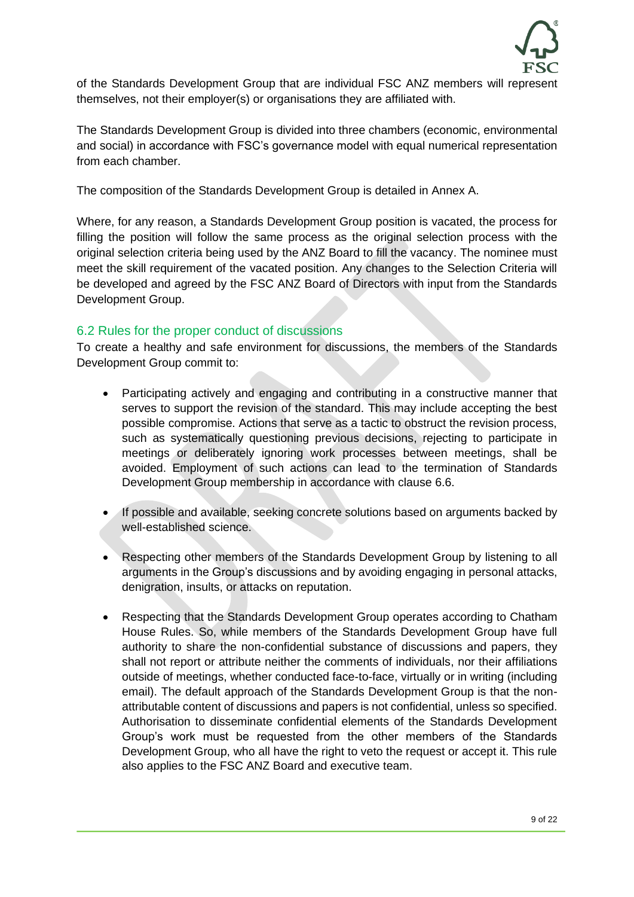of the Standards Development Group that are individual FSC ANZ members will represent themselves, not their employer(s) or organisations they are affiliated with.

The Standards Development Group is divided into three chambers (economic, environmental and social) in accordance with FSC's governance model with equal numerical representation from each chamber.

The composition of the Standards Development Group is detailed in Annex A.

Where, for any reason, a Standards Development Group position is vacated, the process for filling the position will follow the same process as the original selection process with the original selection criteria being used by the ANZ Board to fill the vacancy. The nominee must meet the skill requirement of the vacated position. Any changes to the Selection Criteria will be developed and agreed by the FSC ANZ Board of Directors with input from the Standards Development Group.

## 6.2 Rules for the proper conduct of discussions

To create a healthy and safe environment for discussions, the members of the Standards Development Group commit to:

- Participating actively and engaging and contributing in a constructive manner that serves to support the revision of the standard. This may include accepting the best possible compromise. Actions that serve as a tactic to obstruct the revision process, such as systematically questioning previous decisions, rejecting to participate in meetings or deliberately ignoring work processes between meetings, shall be avoided. Employment of such actions can lead to the termination of Standards Development Group membership in accordance with clause 6.6.

- If possible and available, seeking concrete solutions based on arguments backed by well-established science.

- Respecting other members of the Standards Development Group by listening to all arguments in the Group's discussions and by avoiding engaging in personal attacks, denigration, insults, or attacks on reputation.

- Respecting that the Standards Development Group operates according to Chatham House Rules. So, while members of the Standards Development Group have full authority to share the non-confidential substance of discussions and papers, they shall not report or attribute neither the comments of individuals, nor their affiliations outside of meetings, whether conducted face-to-face, virtually or in writing (including email). The default approach of the Standards Development Group is that the non-attributable content of discussions and papers is not confidential, unless so specified. Authorisation to disseminate confidential elements of the Standards Development Group's work must be requested from the other members of the Standards Development Group, who all have the right to veto the request or accept it. This rule also applies to the FSC ANZ Board and executive team.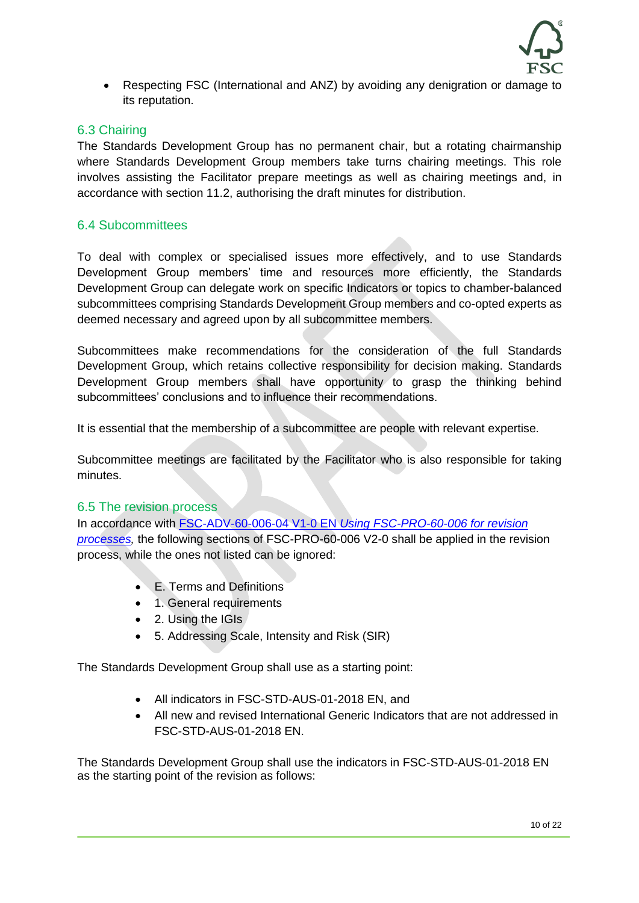- Respecting FSC (International and ANZ) by avoiding any denigration or damage to its reputation.

### 6.3 Chairing

The Standards Development Group has no permanent chair, but a rotating chairmanship where Standards Development Group members take turns chairing meetings. This role involves assisting the Facilitator prepare meetings as well as chairing meetings and, in accordance with section 11.2, authorising the draft minutes for distribution.

### 6.4 Subcommittees

To deal with complex or specialised issues more effectively, and to use Standards Development Group members' time and resources more efficiently, the Standards Development Group can delegate work on specific Indicators or topics to chamber-balanced subcommittees comprising Standards Development Group members and co-opted experts as deemed necessary and agreed upon by all subcommittee members.

Subcommittees make recommendations for the consideration of the full Standards Development Group, which retains collective responsibility for decision making. Standards Development Group members shall have opportunity to grasp the thinking behind subcommittees' conclusions and to influence their recommendations.

It is essential that the membership of a subcommittee are people with relevant expertise.

Subcommittee meetings are facilitated by the Facilitator who is also responsible for taking minutes.

### 6.5 The revision process

In accordance with FSC-ADV-60-006-04 V1-0 EN *Using FSC-PRO-60-006 for revision processes,* the following sections of FSC-PRO-60-006 V2-0 shall be applied in the revision process, while the ones not listed can be ignored:

- E. Terms and Definitions
- 1. General requirements
- 2. Using the IGIs
- 5. Addressing Scale, Intensity and Risk (SIR)

The Standards Development Group shall use as a starting point:

- All indicators in FSC-STD-AUS-01-2018 EN, and
- All new and revised International Generic Indicators that are not addressed in FSC-STD-AUS-01-2018 EN.

The Standards Development Group shall use the indicators in FSC-STD-AUS-01-2018 EN as the starting point of the revision as follows: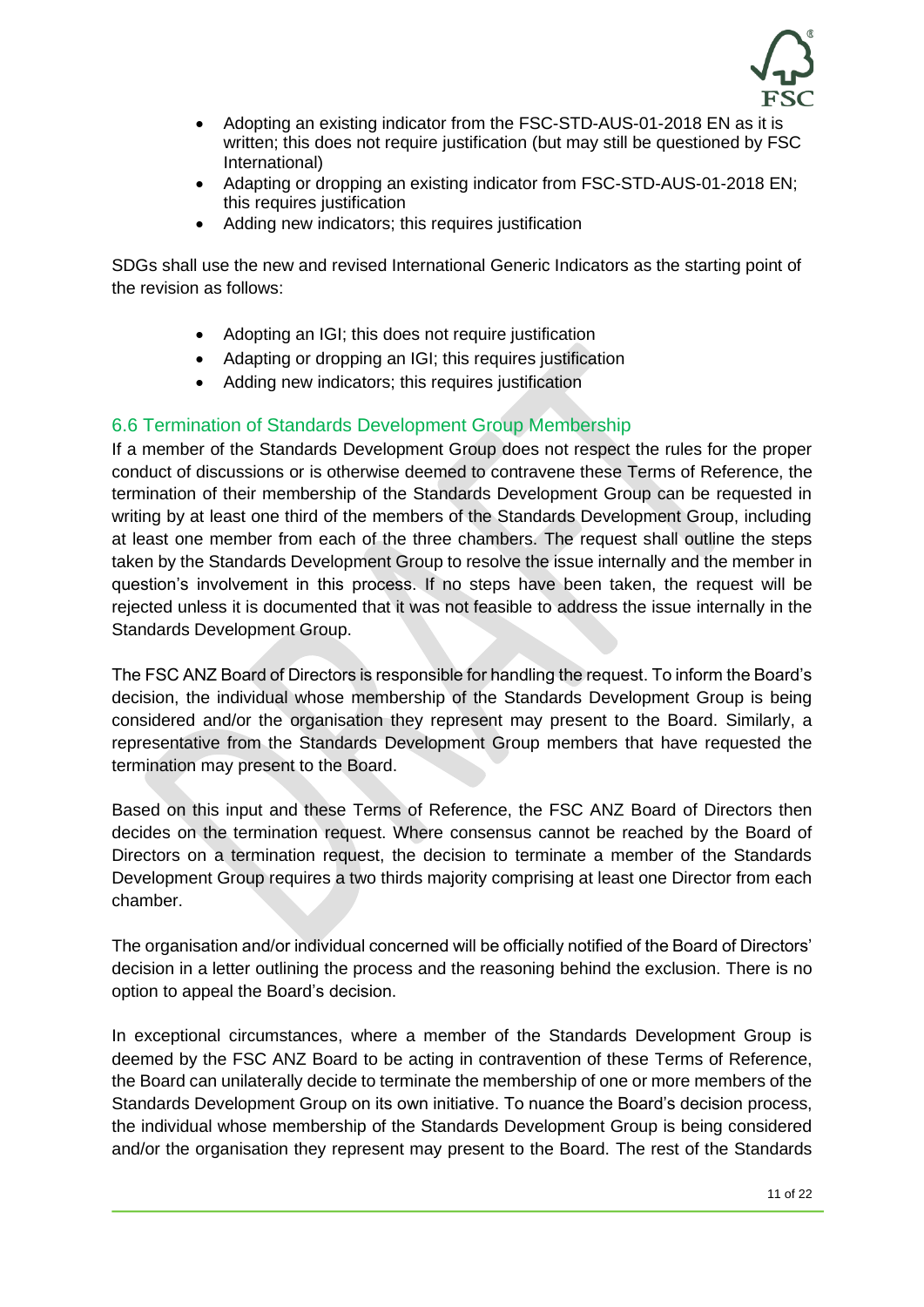- Adopting an existing indicator from the FSC-STD-AUS-01-2018 EN as it is written; this does not require justification (but may still be questioned by FSC International)
- Adapting or dropping an existing indicator from FSC-STD-AUS-01-2018 EN; this requires justification
- Adding new indicators; this requires justification

SDGs shall use the new and revised International Generic Indicators as the starting point of the revision as follows:

- Adopting an IGI; this does not require justification
- Adapting or dropping an IGI; this requires justification
- Adding new indicators; this requires justification

## 6.6 Termination of Standards Development Group Membership

If a member of the Standards Development Group does not respect the rules for the proper conduct of discussions or is otherwise deemed to contravene these Terms of Reference, the termination of their membership of the Standards Development Group can be requested in writing by at least one third of the members of the Standards Development Group, including at least one member from each of the three chambers. The request shall outline the steps taken by the Standards Development Group to resolve the issue internally and the member in question's involvement in this process. If no steps have been taken, the request will be rejected unless it is documented that it was not feasible to address the issue internally in the Standards Development Group.

The FSC ANZ Board of Directors is responsible for handling the request. To inform the Board's decision, the individual whose membership of the Standards Development Group is being considered and/or the organisation they represent may present to the Board. Similarly, a representative from the Standards Development Group members that have requested the termination may present to the Board.

Based on this input and these Terms of Reference, the FSC ANZ Board of Directors then decides on the termination request. Where consensus cannot be reached by the Board of Directors on a termination request, the decision to terminate a member of the Standards Development Group requires a two thirds majority comprising at least one Director from each chamber.

The organisation and/or individual concerned will be officially notified of the Board of Directors' decision in a letter outlining the process and the reasoning behind the exclusion. There is no option to appeal the Board's decision.

In exceptional circumstances, where a member of the Standards Development Group is deemed by the FSC ANZ Board to be acting in contravention of these Terms of Reference, the Board can unilaterally decide to terminate the membership of one or more members of the Standards Development Group on its own initiative. To nuance the Board's decision process, the individual whose membership of the Standards Development Group is being considered and/or the organisation they represent may present to the Board. The rest of the Standards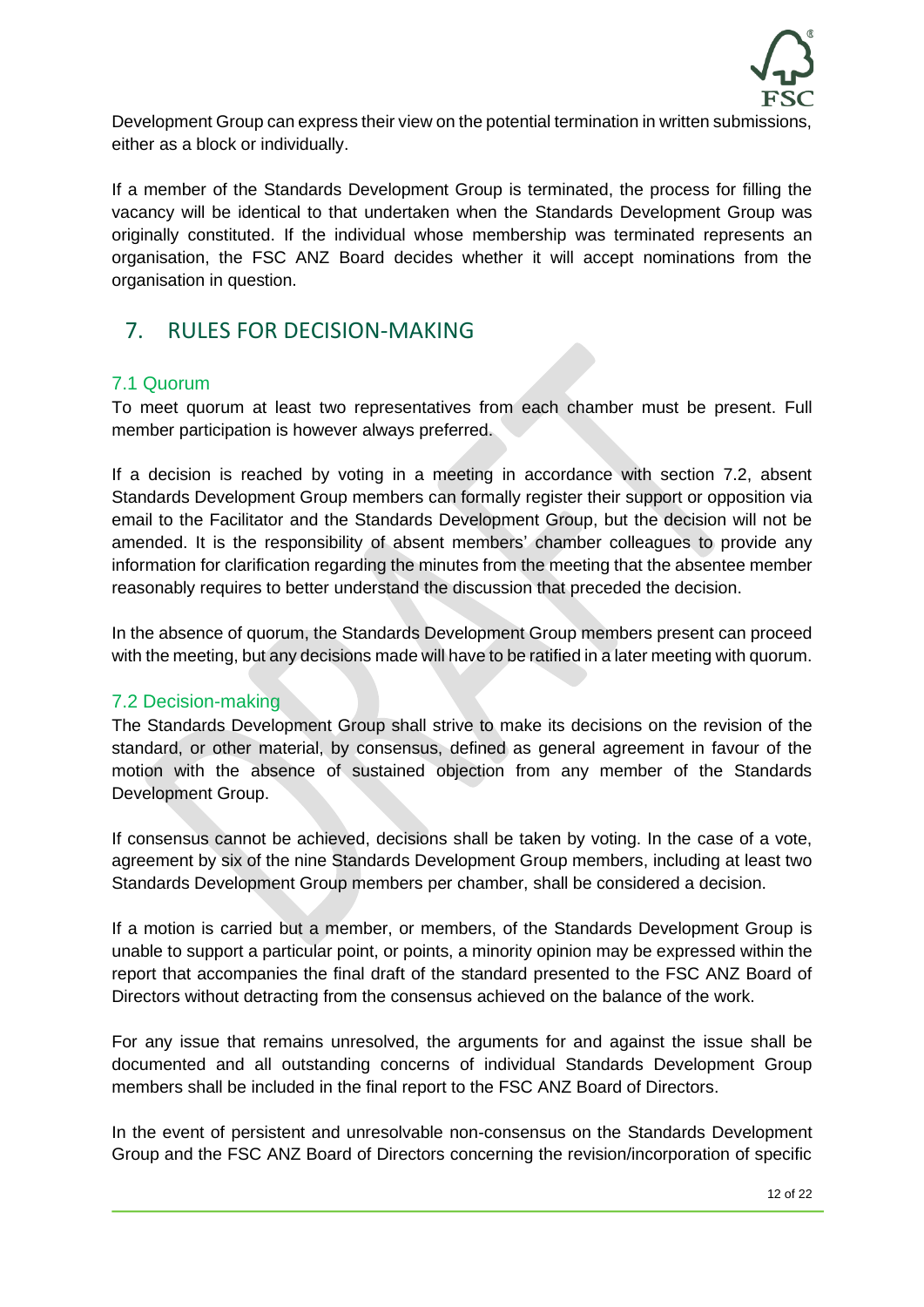Development Group can express their view on the potential termination in written submissions, either as a block or individually.

If a member of the Standards Development Group is terminated, the process for filling the vacancy will be identical to that undertaken when the Standards Development Group was originally constituted. If the individual whose membership was terminated represents an organisation, the FSC ANZ Board decides whether it will accept nominations from the organisation in question.

# 7. RULES FOR DECISION-MAKING

## 7.1 Quorum

To meet quorum at least two representatives from each chamber must be present. Full member participation is however always preferred.

If a decision is reached by voting in a meeting in accordance with section 7.2, absent Standards Development Group members can formally register their support or opposition via email to the Facilitator and the Standards Development Group, but the decision will not be amended. It is the responsibility of absent members' chamber colleagues to provide any information for clarification regarding the minutes from the meeting that the absentee member reasonably requires to better understand the discussion that preceded the decision.

In the absence of quorum, the Standards Development Group members present can proceed with the meeting, but any decisions made will have to be ratified in a later meeting with quorum.

## 7.2 Decision-making

The Standards Development Group shall strive to make its decisions on the revision of the standard, or other material, by consensus, defined as general agreement in favour of the motion with the absence of sustained objection from any member of the Standards Development Group.

If consensus cannot be achieved, decisions shall be taken by voting. In the case of a vote, agreement by six of the nine Standards Development Group members, including at least two Standards Development Group members per chamber, shall be considered a decision.

If a motion is carried but a member, or members, of the Standards Development Group is unable to support a particular point, or points, a minority opinion may be expressed within the report that accompanies the final draft of the standard presented to the FSC ANZ Board of Directors without detracting from the consensus achieved on the balance of the work.

For any issue that remains unresolved, the arguments for and against the issue shall be documented and all outstanding concerns of individual Standards Development Group members shall be included in the final report to the FSC ANZ Board of Directors.

In the event of persistent and unresolvable non-consensus on the Standards Development Group and the FSC ANZ Board of Directors concerning the revision/incorporation of specific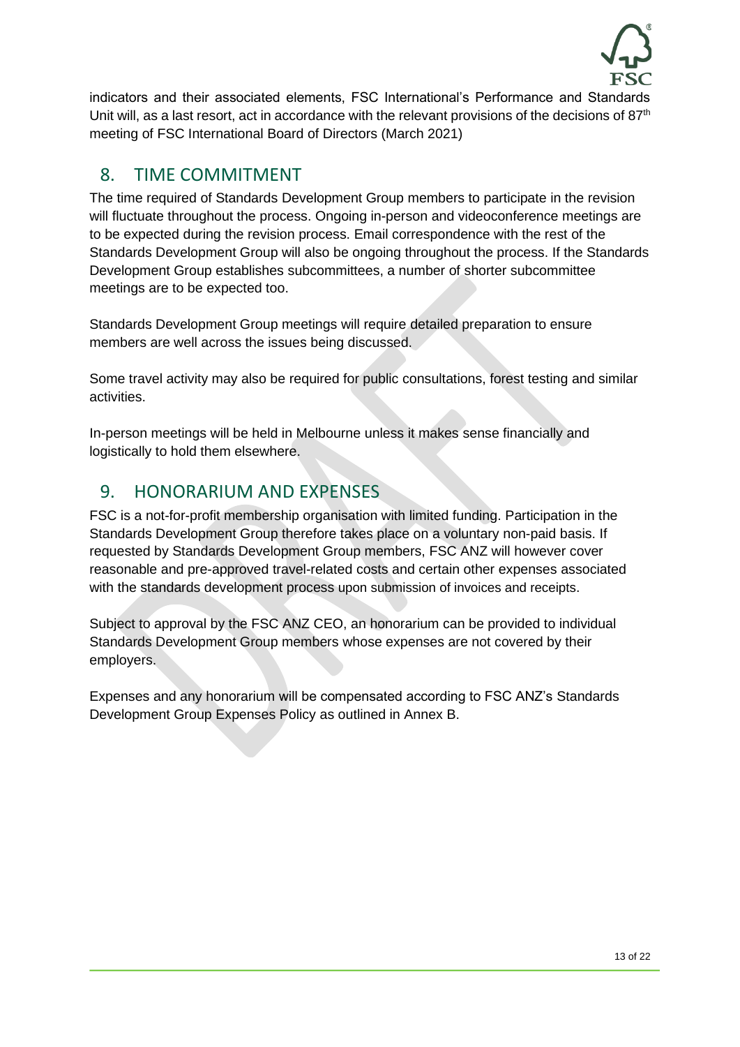indicators and their associated elements, FSC International's Performance and Standards Unit will, as a last resort, act in accordance with the relevant provisions of the decisions of 87th meeting of FSC International Board of Directors (March 2021)

## 8. TIME COMMITMENT

The time required of Standards Development Group members to participate in the revision will fluctuate throughout the process. Ongoing in-person and videoconference meetings are to be expected during the revision process. Email correspondence with the rest of the Standards Development Group will also be ongoing throughout the process. If the Standards Development Group establishes subcommittees, a number of shorter subcommittee meetings are to be expected too.

Standards Development Group meetings will require detailed preparation to ensure members are well across the issues being discussed.

Some travel activity may also be required for public consultations, forest testing and similar activities.

In-person meetings will be held in Melbourne unless it makes sense financially and logistically to hold them elsewhere.

## 9. HONORARIUM AND EXPENSES

FSC is a not-for-profit membership organisation with limited funding. Participation in the Standards Development Group therefore takes place on a voluntary non-paid basis. If requested by Standards Development Group members, FSC ANZ will however cover reasonable and pre-approved travel-related costs and certain other expenses associated with the standards development process upon submission of invoices and receipts.

Subject to approval by the FSC ANZ CEO, an honorarium can be provided to individual Standards Development Group members whose expenses are not covered by their employers.

Expenses and any honorarium will be compensated according to FSC ANZ's Standards Development Group Expenses Policy as outlined in Annex B.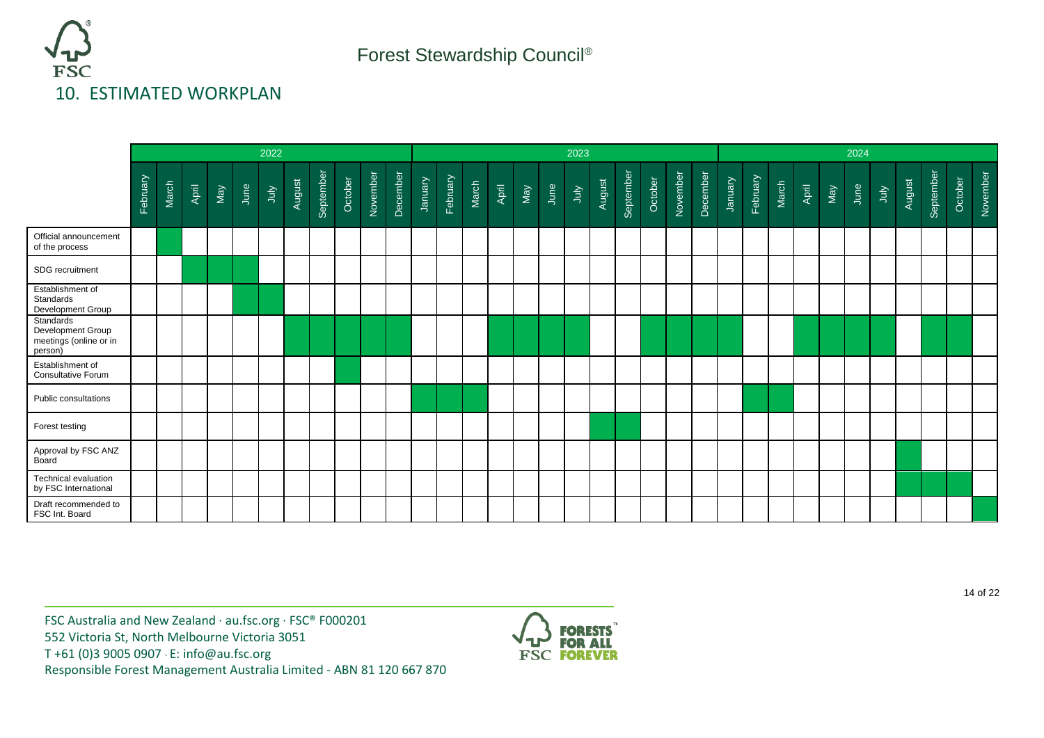## 10. ESTIMATED WORKPLAN

| | 2022 | | | | | | | | | | | 2023 | | | | | | | | | | | | 2024 | | | | | | | | | | |
|---|---|---|---|---|---|---|---|---|---|---|---|---|---|---|---|---|---|---|---|---|---|---|---|---|---|---|---|---|---|---|---|---|---|---|
| | February | March | April | May | June | July | August | September | October | November | December | January | February | March | April | May | June | July | August | September | October | November | December | January | February | March | April | May | June | July | August | September | October | November |
| Official announcement of the process | | X | | | | | | | | | | | | | | | | | | | | | | | | | | | | | | | | |
| SDG recruitment | | | X | X | X | | | | | | | | | | | | | | | | | | | | | | | | | | | | | |
| Establishment of Standards Development Group | | | | | X | X | | | | | | | | | | | | | | | | | | | | | | | | | | | | |
| Standards Development Group meetings (online or in person) | | | | | | | X | X | X | X | X | | | | X | X | X | X | | | X | X | X | X | | | X | X | X | X | | X | X | |
| Establishment of Consultative Forum | | | | | | | | | X | | | | | | | | | | | | | | | | | | | | | | | | | |
| Public consultations | | | | | | | | | | | | X | X | X | | | | | | | | | | | X | X | | | | | | | | |
| Forest testing | | | | | | | | | | | | | | | | | | | X | X | | | | | | | | | | | | | | |
| Approval by FSC ANZ Board | | | | | | | | | | | | | | | | | | | | | | | | | | | | | | | X | | | |
| Technical evaluation by FSC International | | | | | | | | | | | | | | | | | | | | | | | | | | | | | | | X | X | X | |
| Draft recommended to FSC Int. Board | | | | | | | | | | | | | | | | | | | | | | | | | | | | | | | | | | X |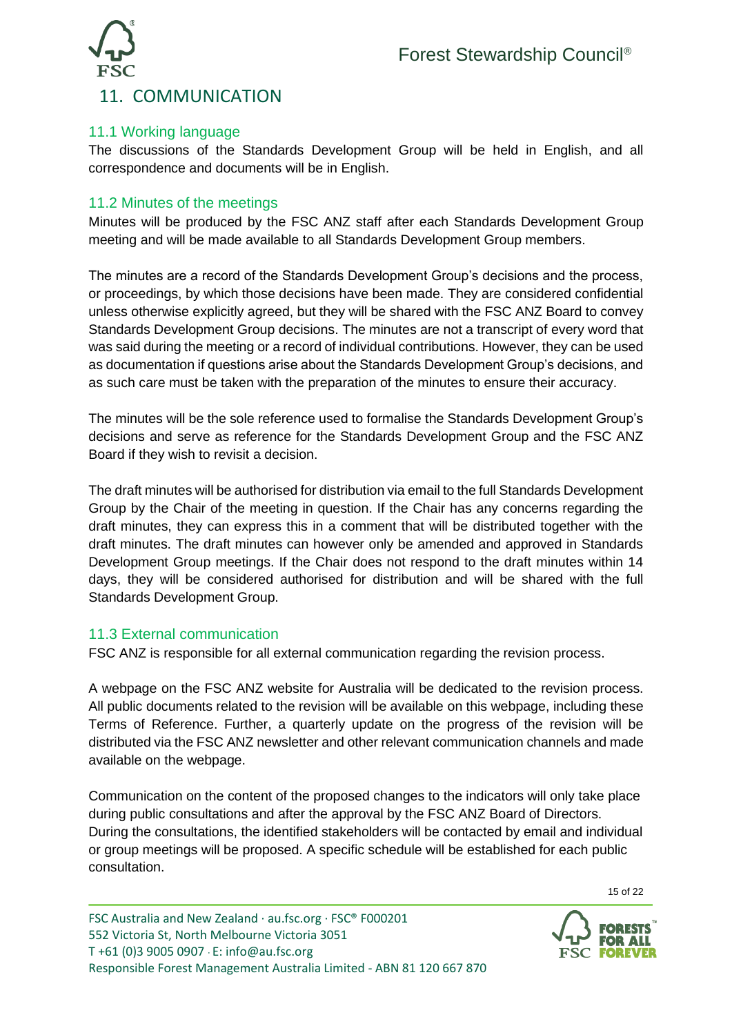## 11. COMMUNICATION

### 11.1 Working language

The discussions of the Standards Development Group will be held in English, and all correspondence and documents will be in English.

### 11.2 Minutes of the meetings

Minutes will be produced by the FSC ANZ staff after each Standards Development Group meeting and will be made available to all Standards Development Group members.

The minutes are a record of the Standards Development Group's decisions and the process, or proceedings, by which those decisions have been made. They are considered confidential unless otherwise explicitly agreed, but they will be shared with the FSC ANZ Board to convey Standards Development Group decisions. The minutes are not a transcript of every word that was said during the meeting or a record of individual contributions. However, they can be used as documentation if questions arise about the Standards Development Group's decisions, and as such care must be taken with the preparation of the minutes to ensure their accuracy.

The minutes will be the sole reference used to formalise the Standards Development Group's decisions and serve as reference for the Standards Development Group and the FSC ANZ Board if they wish to revisit a decision.

The draft minutes will be authorised for distribution via email to the full Standards Development Group by the Chair of the meeting in question. If the Chair has any concerns regarding the draft minutes, they can express this in a comment that will be distributed together with the draft minutes. The draft minutes can however only be amended and approved in Standards Development Group meetings. If the Chair does not respond to the draft minutes within 14 days, they will be considered authorised for distribution and will be shared with the full Standards Development Group.

### 11.3 External communication

FSC ANZ is responsible for all external communication regarding the revision process.

A webpage on the FSC ANZ website for Australia will be dedicated to the revision process. All public documents related to the revision will be available on this webpage, including these Terms of Reference. Further, a quarterly update on the progress of the revision will be distributed via the FSC ANZ newsletter and other relevant communication channels and made available on the webpage.

Communication on the content of the proposed changes to the indicators will only take place during public consultations and after the approval by the FSC ANZ Board of Directors. During the consultations, the identified stakeholders will be contacted by email and individual or group meetings will be proposed. A specific schedule will be established for each public consultation.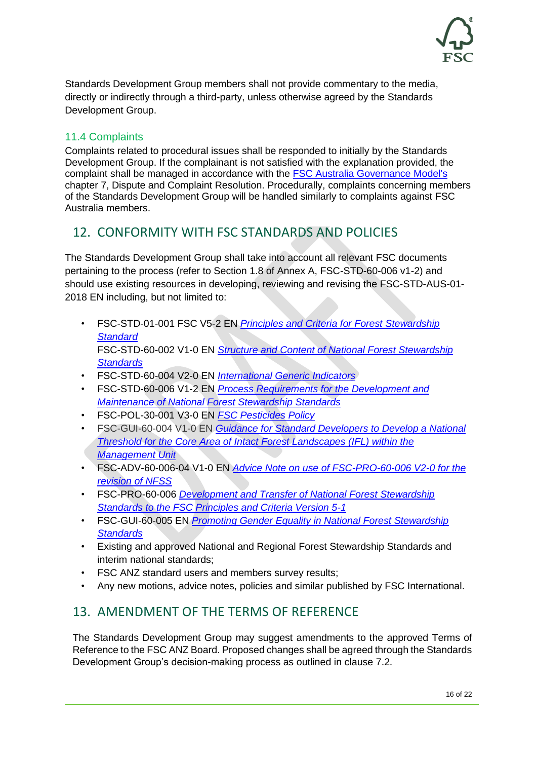Standards Development Group members shall not provide commentary to the media, directly or indirectly through a third-party, unless otherwise agreed by the Standards Development Group.

### 11.4 Complaints

Complaints related to procedural issues shall be responded to initially by the Standards Development Group. If the complainant is not satisfied with the explanation provided, the complaint shall be managed in accordance with the [FSC Australia Governance Model's](#) chapter 7, Dispute and Complaint Resolution. Procedurally, complaints concerning members of the Standards Development Group will be handled similarly to complaints against FSC Australia members.

## 12. CONFORMITY WITH FSC STANDARDS AND POLICIES

The Standards Development Group shall take into account all relevant FSC documents pertaining to the process (refer to Section 1.8 of Annex A, FSC-STD-60-006 v1-2) and should use existing resources in developing, reviewing and revising the FSC-STD-AUS-01-2018 EN including, but not limited to:

- FSC-STD-01-001 FSC V5-2 EN *Principles and Criteria for Forest Stewardship Standard*
  FSC-STD-60-002 V1-0 EN *Structure and Content of National Forest Stewardship Standards*
- FSC-STD-60-004 V2-0 EN *International Generic Indicators*
- FSC-STD-60-006 V1-2 EN *Process Requirements for the Development and Maintenance of National Forest Stewardship Standards*
- FSC-POL-30-001 V3-0 EN *FSC Pesticides Policy*
- FSC-GUI-60-004 V1-0 EN *Guidance for Standard Developers to Develop a National Threshold for the Core Area of Intact Forest Landscapes (IFL) within the Management Unit*
- FSC-ADV-60-006-04 V1-0 EN *Advice Note on use of FSC-PRO-60-006 V2-0 for the revision of NFSS*
- FSC-PRO-60-006 *Development and Transfer of National Forest Stewardship Standards to the FSC Principles and Criteria Version 5-1*
- FSC-GUI-60-005 EN *Promoting Gender Equality in National Forest Stewardship Standards*
- Existing and approved National and Regional Forest Stewardship Standards and interim national standards;
- FSC ANZ standard users and members survey results;
- Any new motions, advice notes, policies and similar published by FSC International.

## 13. AMENDMENT OF THE TERMS OF REFERENCE

The Standards Development Group may suggest amendments to the approved Terms of Reference to the FSC ANZ Board. Proposed changes shall be agreed through the Standards Development Group's decision-making process as outlined in clause 7.2.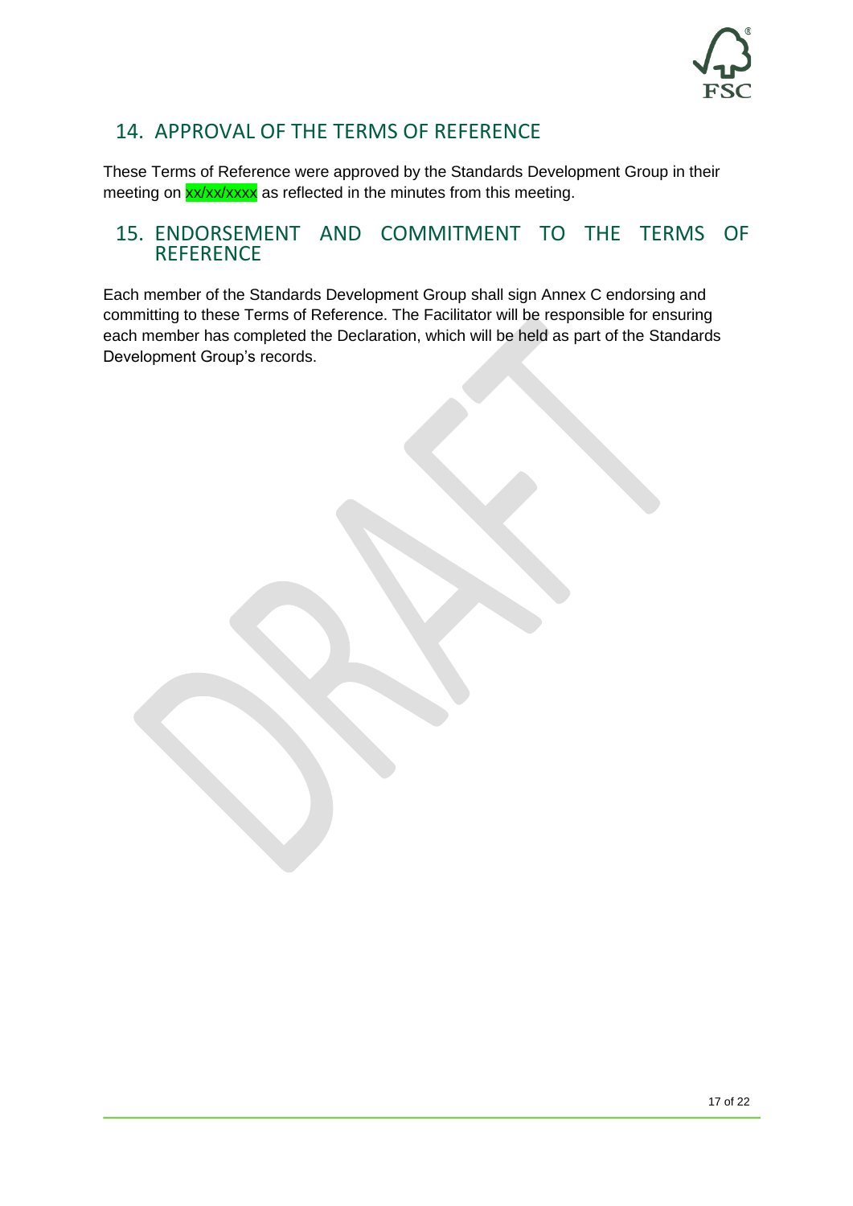## 14. APPROVAL OF THE TERMS OF REFERENCE

These Terms of Reference were approved by the Standards Development Group in their meeting on xx/xx/xxxx as reflected in the minutes from this meeting.

## 15. ENDORSEMENT AND COMMITMENT TO THE TERMS OF REFERENCE

Each member of the Standards Development Group shall sign Annex C endorsing and committing to these Terms of Reference. The Facilitator will be responsible for ensuring each member has completed the Declaration, which will be held as part of the Standards Development Group's records.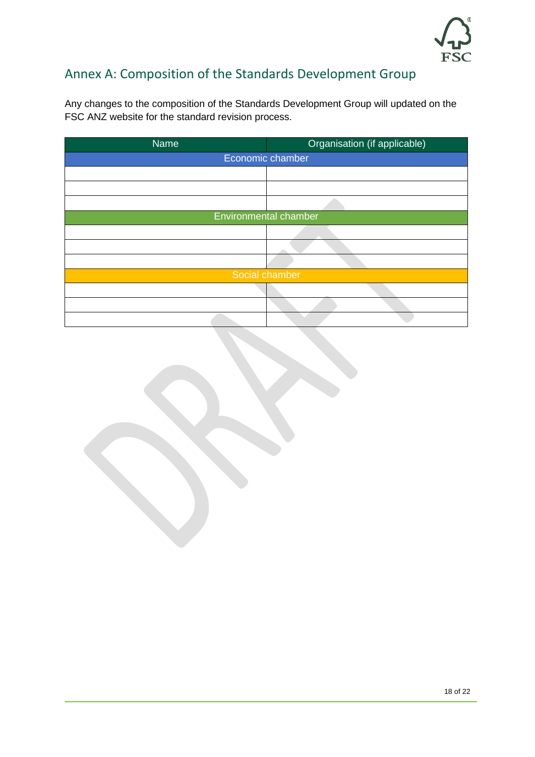## Annex A: Composition of the Standards Development Group

Any changes to the composition of the Standards Development Group will updated on the FSC ANZ website for the standard revision process.

| Name | Organisation (if applicable) |
|---|---|
| Economic chamber | |
| | |
| | |
| | |
| Environmental chamber | |
| | |
| | |
| | |
| Social chamber | |
| | |
| | |
| | |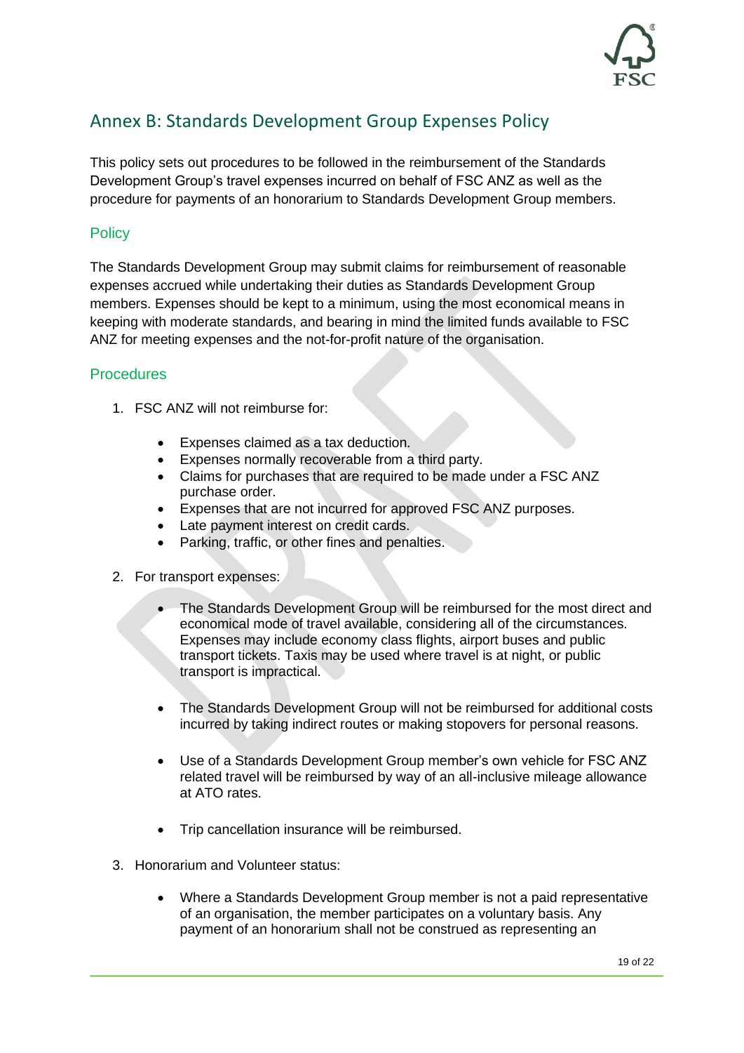## Annex B: Standards Development Group Expenses Policy

This policy sets out procedures to be followed in the reimbursement of the Standards Development Group's travel expenses incurred on behalf of FSC ANZ as well as the procedure for payments of an honorarium to Standards Development Group members.

### Policy

The Standards Development Group may submit claims for reimbursement of reasonable expenses accrued while undertaking their duties as Standards Development Group members. Expenses should be kept to a minimum, using the most economical means in keeping with moderate standards, and bearing in mind the limited funds available to FSC ANZ for meeting expenses and the not-for-profit nature of the organisation.

### Procedures

1. FSC ANZ will not reimburse for:

    - Expenses claimed as a tax deduction.
    - Expenses normally recoverable from a third party.
    - Claims for purchases that are required to be made under a FSC ANZ purchase order.
    - Expenses that are not incurred for approved FSC ANZ purposes.
    - Late payment interest on credit cards.
    - Parking, traffic, or other fines and penalties.

2. For transport expenses:

    - The Standards Development Group will be reimbursed for the most direct and economical mode of travel available, considering all of the circumstances. Expenses may include economy class flights, airport buses and public transport tickets. Taxis may be used where travel is at night, or public transport is impractical.

    - The Standards Development Group will not be reimbursed for additional costs incurred by taking indirect routes or making stopovers for personal reasons.

    - Use of a Standards Development Group member's own vehicle for FSC ANZ related travel will be reimbursed by way of an all-inclusive mileage allowance at ATO rates.

    - Trip cancellation insurance will be reimbursed.

3. Honorarium and Volunteer status:

    - Where a Standards Development Group member is not a paid representative of an organisation, the member participates on a voluntary basis. Any payment of an honorarium shall not be construed as representing an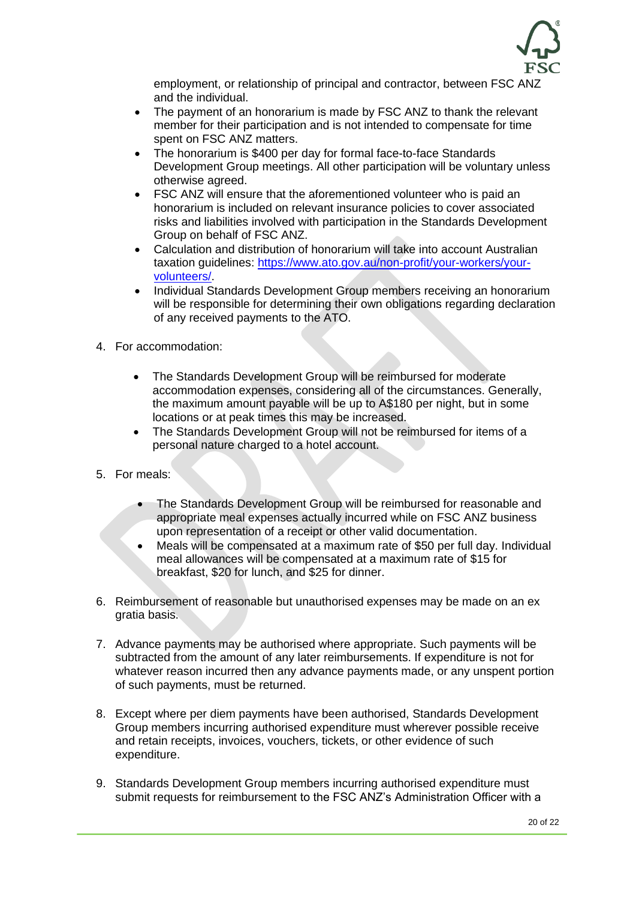employment, or relationship of principal and contractor, between FSC ANZ and the individual.

- The payment of an honorarium is made by FSC ANZ to thank the relevant member for their participation and is not intended to compensate for time spent on FSC ANZ matters.
- The honorarium is $400 per day for formal face-to-face Standards Development Group meetings. All other participation will be voluntary unless otherwise agreed.
- FSC ANZ will ensure that the aforementioned volunteer who is paid an honorarium is included on relevant insurance policies to cover associated risks and liabilities involved with participation in the Standards Development Group on behalf of FSC ANZ.
- Calculation and distribution of honorarium will take into account Australian taxation guidelines: [https://www.ato.gov.au/non-profit/your-workers/your-volunteers/](https://www.ato.gov.au/non-profit/your-workers/your-volunteers/).
- Individual Standards Development Group members receiving an honorarium will be responsible for determining their own obligations regarding declaration of any received payments to the ATO.

4. For accommodation:

   - The Standards Development Group will be reimbursed for moderate accommodation expenses, considering all of the circumstances. Generally, the maximum amount payable will be up to A$180 per night, but in some locations or at peak times this may be increased.
   - The Standards Development Group will not be reimbursed for items of a personal nature charged to a hotel account.

5. For meals:

   - The Standards Development Group will be reimbursed for reasonable and appropriate meal expenses actually incurred while on FSC ANZ business upon representation of a receipt or other valid documentation.
   - Meals will be compensated at a maximum rate of $50 per full day. Individual meal allowances will be compensated at a maximum rate of $15 for breakfast, $20 for lunch, and $25 for dinner.

6. Reimbursement of reasonable but unauthorised expenses may be made on an ex gratia basis.

7. Advance payments may be authorised where appropriate. Such payments will be subtracted from the amount of any later reimbursements. If expenditure is not for whatever reason incurred then any advance payments made, or any unspent portion of such payments, must be returned.

8. Except where per diem payments have been authorised, Standards Development Group members incurring authorised expenditure must wherever possible receive and retain receipts, invoices, vouchers, tickets, or other evidence of such expenditure.

9. Standards Development Group members incurring authorised expenditure must submit requests for reimbursement to the FSC ANZ's Administration Officer with a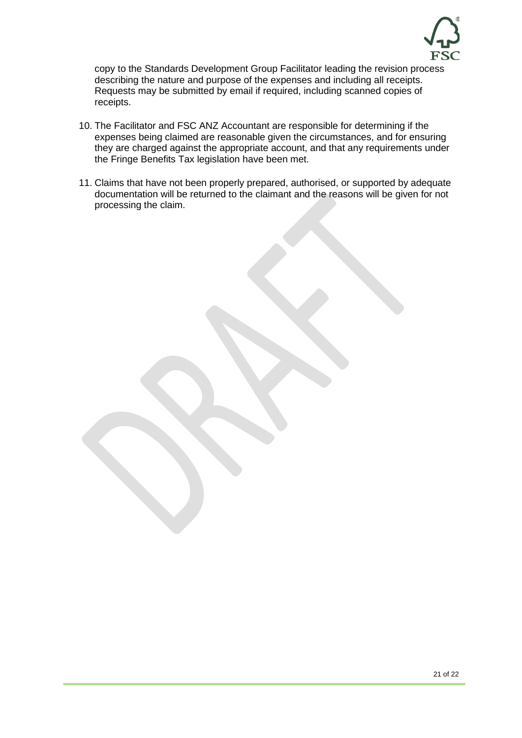copy to the Standards Development Group Facilitator leading the revision process describing the nature and purpose of the expenses and including all receipts. Requests may be submitted by email if required, including scanned copies of receipts.

10. The Facilitator and FSC ANZ Accountant are responsible for determining if the expenses being claimed are reasonable given the circumstances, and for ensuring they are charged against the appropriate account, and that any requirements under the Fringe Benefits Tax legislation have been met.

11. Claims that have not been properly prepared, authorised, or supported by adequate documentation will be returned to the claimant and the reasons will be given for not processing the claim.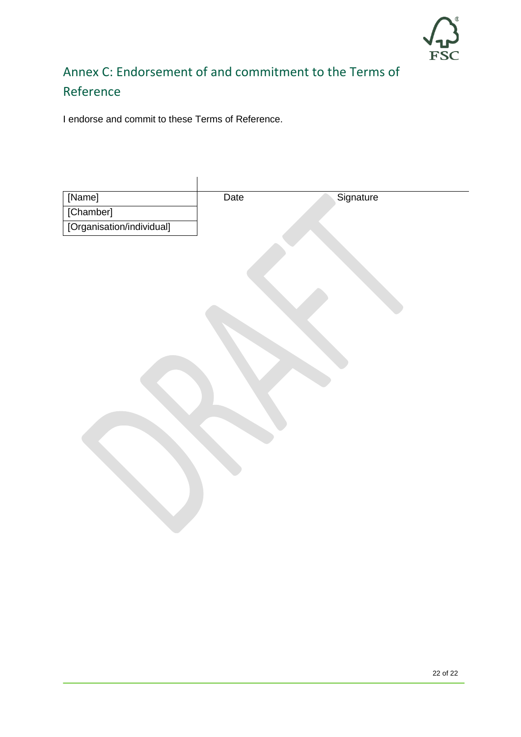## Annex C: Endorsement of and commitment to the Terms of Reference

I endorse and commit to these Terms of Reference.

| | | |
|---|---|---|
| [Name] | Date | Signature |
| [Chamber] | | |
| [Organisation/individual] | | |